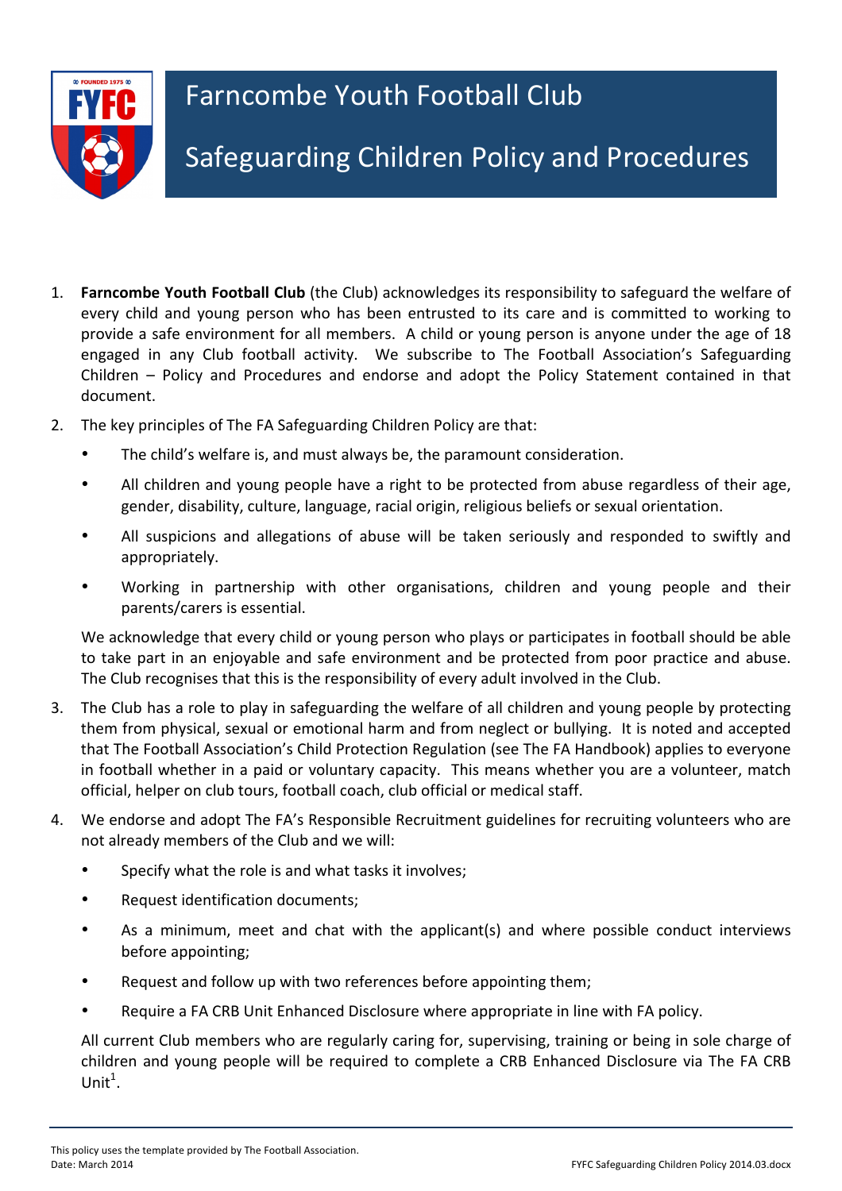# Farncombe Youth Football Club

## Safeguarding Children Policy and Procedures

1. **Farncombe Youth Football Club** (the Club) acknowledges its responsibility to safeguard the welfare of every child and young person who has been entrusted to its care and is committed to working to provide a safe environment for all members. A child or young person is anyone under the age of 18 engaged in any Club football activity. We subscribe to The Football Association's Safeguarding Children – Policy and Procedures and endorse and adopt the Policy Statement contained in that document.

2. The key principles of The FA Safeguarding Children Policy are that:

   - The child's welfare is, and must always be, the paramount consideration.
   - All children and young people have a right to be protected from abuse regardless of their age, gender, disability, culture, language, racial origin, religious beliefs or sexual orientation.
   - All suspicions and allegations of abuse will be taken seriously and responded to swiftly and appropriately.
   - Working in partnership with other organisations, children and young people and their parents/carers is essential.

   We acknowledge that every child or young person who plays or participates in football should be able to take part in an enjoyable and safe environment and be protected from poor practice and abuse. The Club recognises that this is the responsibility of every adult involved in the Club.

3. The Club has a role to play in safeguarding the welfare of all children and young people by protecting them from physical, sexual or emotional harm and from neglect or bullying. It is noted and accepted that The Football Association's Child Protection Regulation (see The FA Handbook) applies to everyone in football whether in a paid or voluntary capacity. This means whether you are a volunteer, match official, helper on club tours, football coach, club official or medical staff.

4. We endorse and adopt The FA's Responsible Recruitment guidelines for recruiting volunteers who are not already members of the Club and we will:

   - Specify what the role is and what tasks it involves;
   - Request identification documents;
   - As a minimum, meet and chat with the applicant(s) and where possible conduct interviews before appointing;
   - Request and follow up with two references before appointing them;
   - Require a FA CRB Unit Enhanced Disclosure where appropriate in line with FA policy.

   All current Club members who are regularly caring for, supervising, training or being in sole charge of children and young people will be required to complete a CRB Enhanced Disclosure via The FA CRB Unit[1].

This policy uses the template provided by The Football Association.
Date: March 2014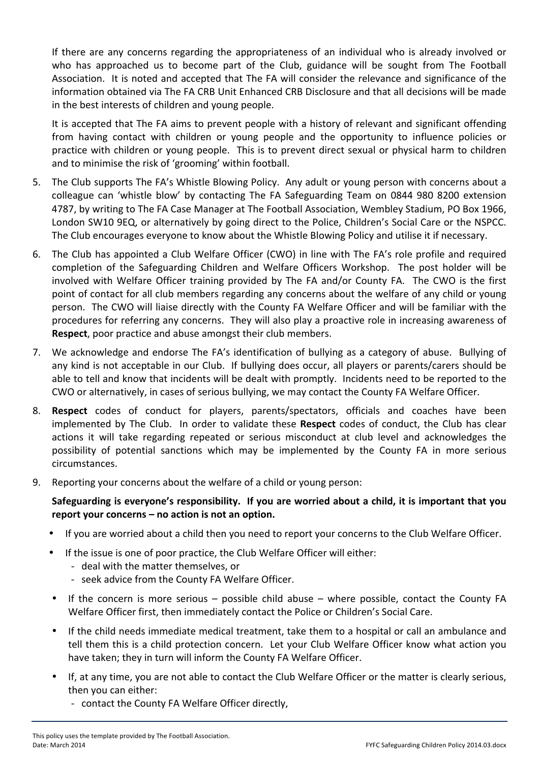If there are any concerns regarding the appropriateness of an individual who is already involved or who has approached us to become part of the Club, guidance will be sought from The Football Association. It is noted and accepted that The FA will consider the relevance and significance of the information obtained via The FA CRB Unit Enhanced CRB Disclosure and that all decisions will be made in the best interests of children and young people.

It is accepted that The FA aims to prevent people with a history of relevant and significant offending from having contact with children or young people and the opportunity to influence policies or practice with children or young people. This is to prevent direct sexual or physical harm to children and to minimise the risk of 'grooming' within football.

5. The Club supports The FA's Whistle Blowing Policy. Any adult or young person with concerns about a colleague can 'whistle blow' by contacting The FA Safeguarding Team on 0844 980 8200 extension 4787, by writing to The FA Case Manager at The Football Association, Wembley Stadium, PO Box 1966, London SW10 9EQ, or alternatively by going direct to the Police, Children's Social Care or the NSPCC. The Club encourages everyone to know about the Whistle Blowing Policy and utilise it if necessary.

6. The Club has appointed a Club Welfare Officer (CWO) in line with The FA's role profile and required completion of the Safeguarding Children and Welfare Officers Workshop. The post holder will be involved with Welfare Officer training provided by The FA and/or County FA. The CWO is the first point of contact for all club members regarding any concerns about the welfare of any child or young person. The CWO will liaise directly with the County FA Welfare Officer and will be familiar with the procedures for referring any concerns. They will also play a proactive role in increasing awareness of **Respect**, poor practice and abuse amongst their club members.

7. We acknowledge and endorse The FA's identification of bullying as a category of abuse. Bullying of any kind is not acceptable in our Club. If bullying does occur, all players or parents/carers should be able to tell and know that incidents will be dealt with promptly. Incidents need to be reported to the CWO or alternatively, in cases of serious bullying, we may contact the County FA Welfare Officer.

8. **Respect** codes of conduct for players, parents/spectators, officials and coaches have been implemented by The Club. In order to validate these **Respect** codes of conduct, the Club has clear actions it will take regarding repeated or serious misconduct at club level and acknowledges the possibility of potential sanctions which may be implemented by the County FA in more serious circumstances.

9. Reporting your concerns about the welfare of a child or young person:

   **Safeguarding is everyone's responsibility. If you are worried about a child, it is important that you report your concerns – no action is not an option.**

   - If you are worried about a child then you need to report your concerns to the Club Welfare Officer.
   - If the issue is one of poor practice, the Club Welfare Officer will either:
     - deal with the matter themselves, or
     - seek advice from the County FA Welfare Officer.
   - If the concern is more serious – possible child abuse – where possible, contact the County FA Welfare Officer first, then immediately contact the Police or Children's Social Care.
   - If the child needs immediate medical treatment, take them to a hospital or call an ambulance and tell them this is a child protection concern. Let your Club Welfare Officer know what action you have taken; they in turn will inform the County FA Welfare Officer.
   - If, at any time, you are not able to contact the Club Welfare Officer or the matter is clearly serious, then you can either:
     - contact the County FA Welfare Officer directly,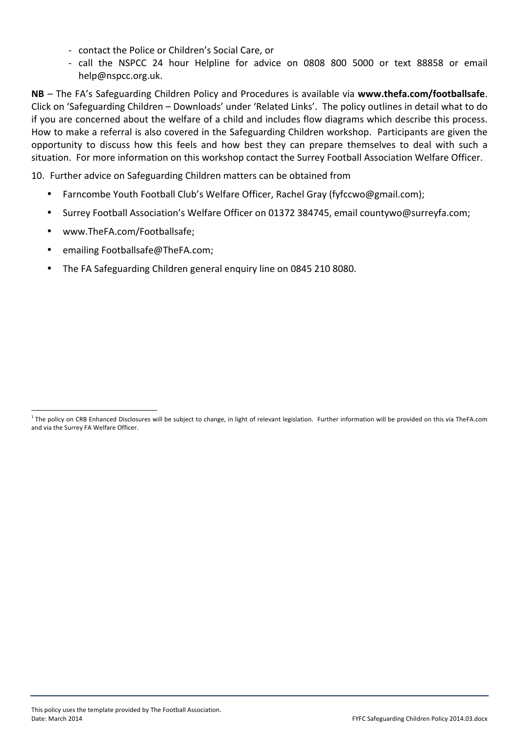- contact the Police or Children's Social Care, or
- call the NSPCC 24 hour Helpline for advice on 0808 800 5000 or text 88858 or email help@nspcc.org.uk.

**NB** – The FA's Safeguarding Children Policy and Procedures is available via **www.thefa.com/footballsafe**. Click on 'Safeguarding Children – Downloads' under 'Related Links'. The policy outlines in detail what to do if you are concerned about the welfare of a child and includes flow diagrams which describe this process. How to make a referral is also covered in the Safeguarding Children workshop. Participants are given the opportunity to discuss how this feels and how best they can prepare themselves to deal with such a situation. For more information on this workshop contact the Surrey Football Association Welfare Officer.

10. Further advice on Safeguarding Children matters can be obtained from

- Farncombe Youth Football Club's Welfare Officer, Rachel Gray (fyfccwo@gmail.com);
- Surrey Football Association's Welfare Officer on 01372 384745, email countywo@surreyfa.com;
- www.TheFA.com/Footballsafe;
- emailing Footballsafe@TheFA.com;
- The FA Safeguarding Children general enquiry line on 0845 210 8080.

[1] The policy on CRB Enhanced Disclosures will be subject to change, in light of relevant legislation. Further information will be provided on this via TheFA.com and via the Surrey FA Welfare Officer.